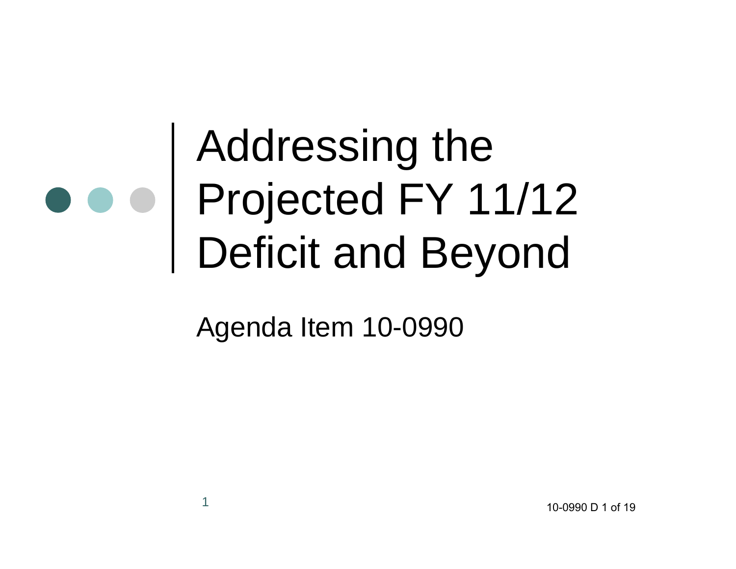# Addressing the Projected FY 11/12 Deficit and Beyond

Agenda Item 10-0990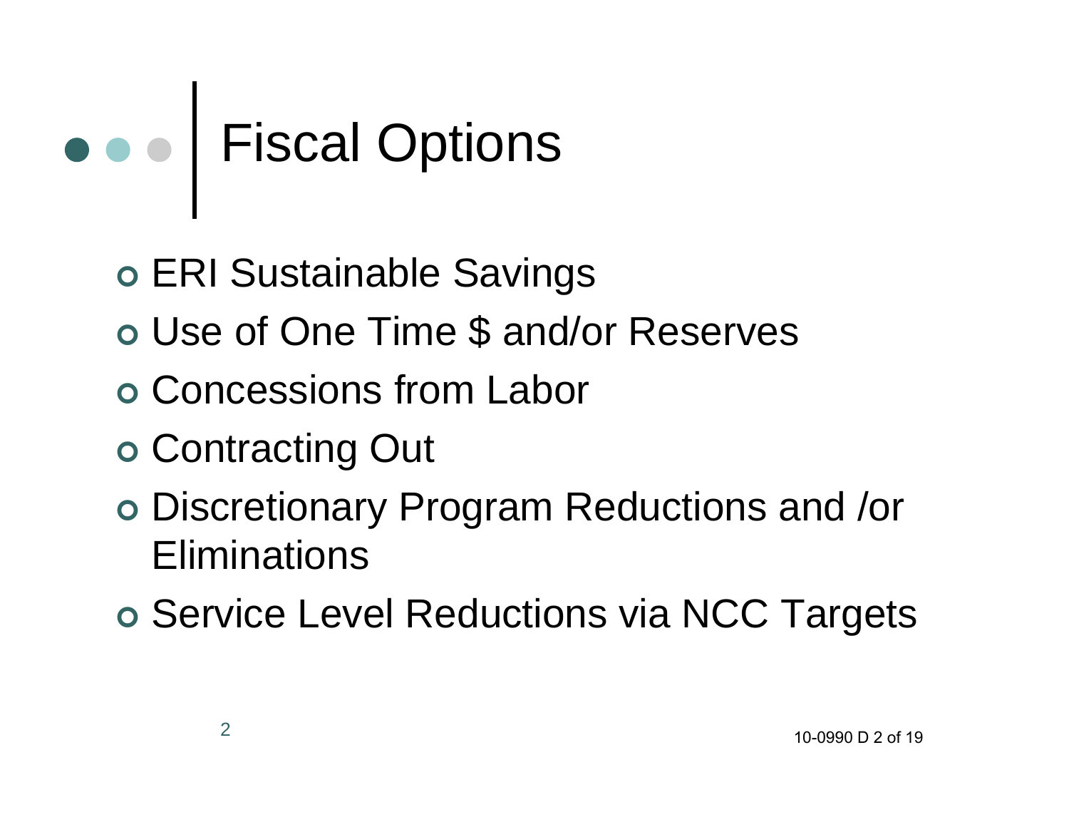# Fiscal Options

- ERI Sustainable Savings
- Use of One Time $ and/or Reserves
- Concessions from Labor
- Contracting Out
- Discretionary Program Reductions and /or Eliminations
- Service Level Reductions via NCC Targets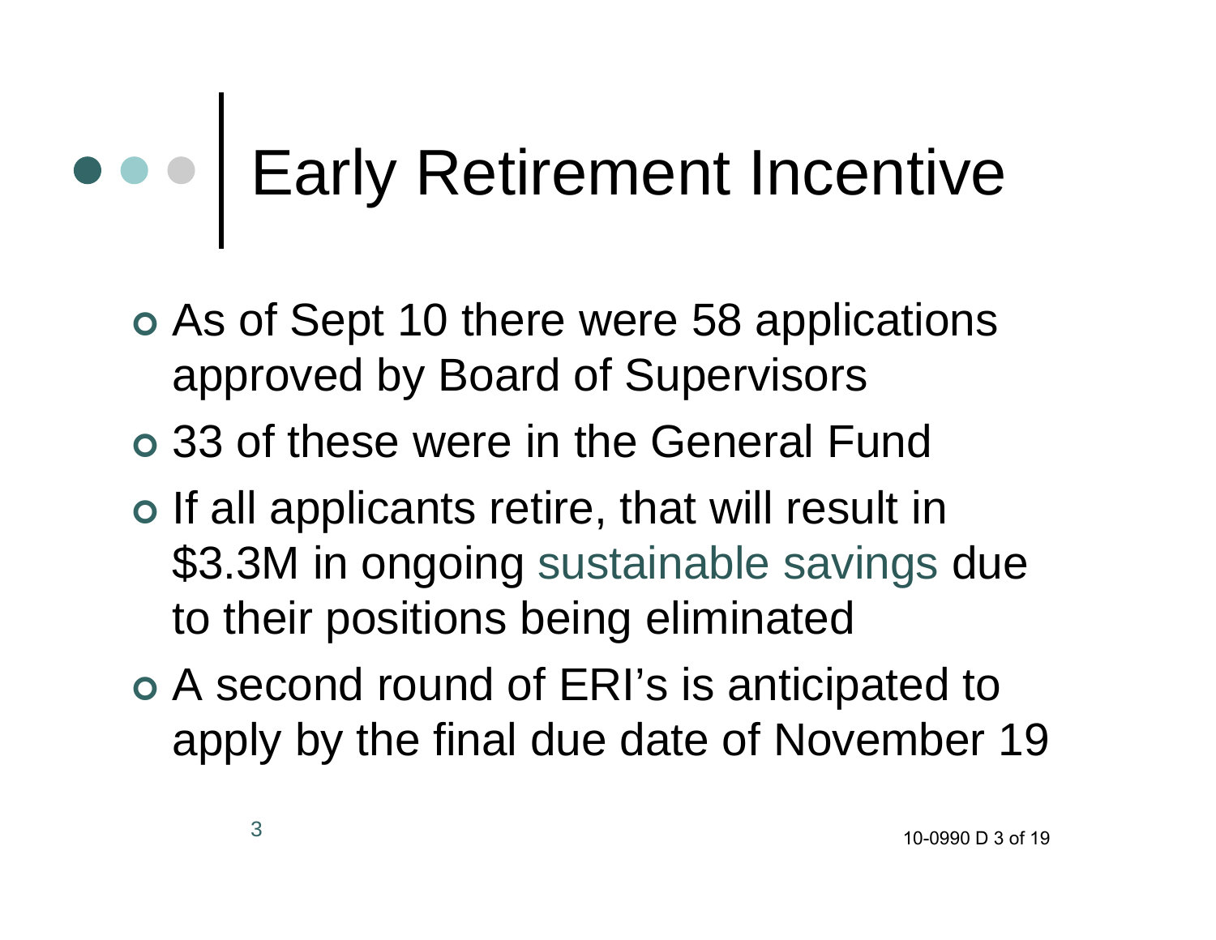# Early Retirement Incentive

- As of Sept 10 there were 58 applications approved by Board of Supervisors
- 33 of these were in the General Fund
- If all applicants retire, that will result in $3.3M in ongoing sustainable savings due to their positions being eliminated
- A second round of ERI's is anticipated to apply by the final due date of November 19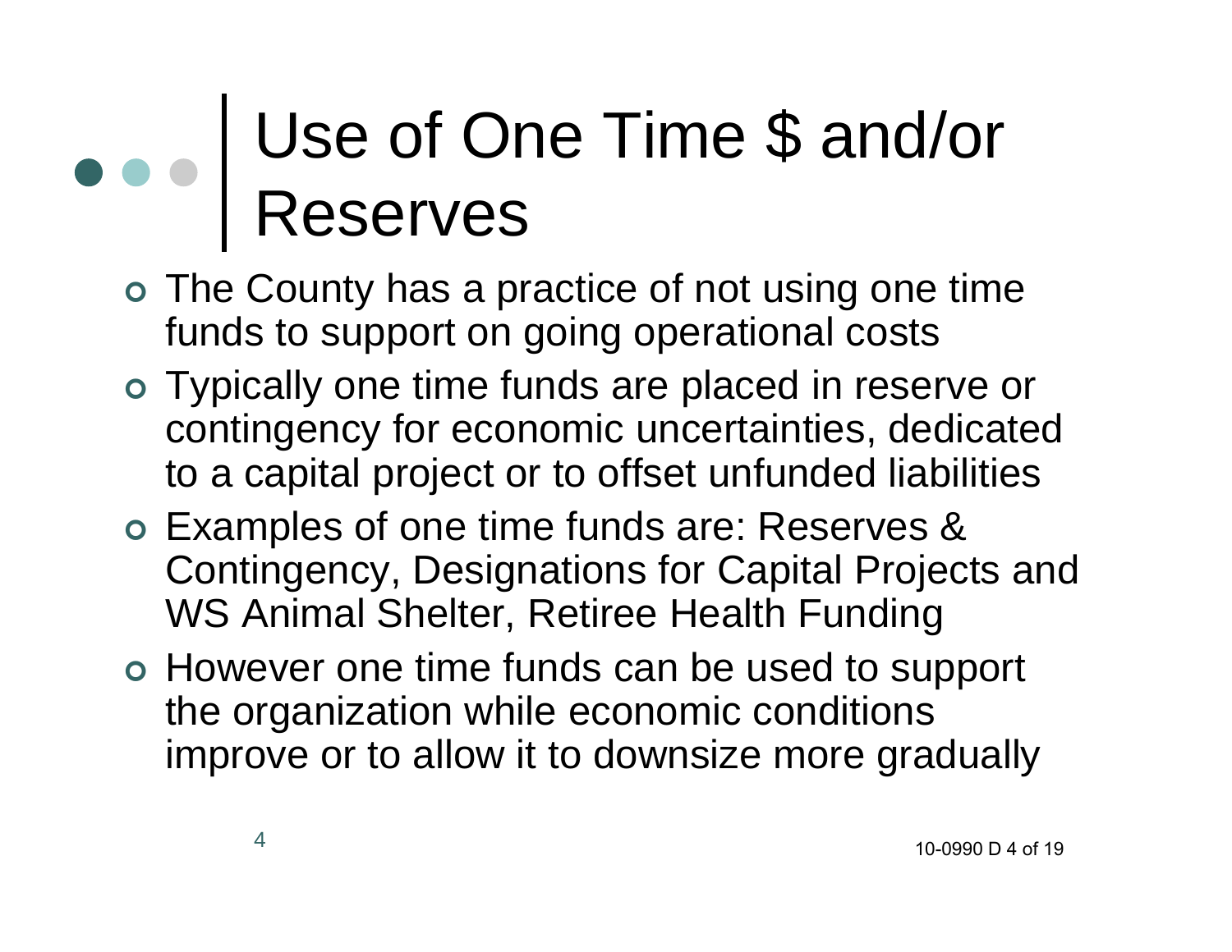# Use of One Time $ and/or Reserves

- The County has a practice of not using one time funds to support on going operational costs
- Typically one time funds are placed in reserve or contingency for economic uncertainties, dedicated to a capital project or to offset unfunded liabilities
- Examples of one time funds are: Reserves & Contingency, Designations for Capital Projects and WS Animal Shelter, Retiree Health Funding
- However one time funds can be used to support the organization while economic conditions improve or to allow it to downsize more gradually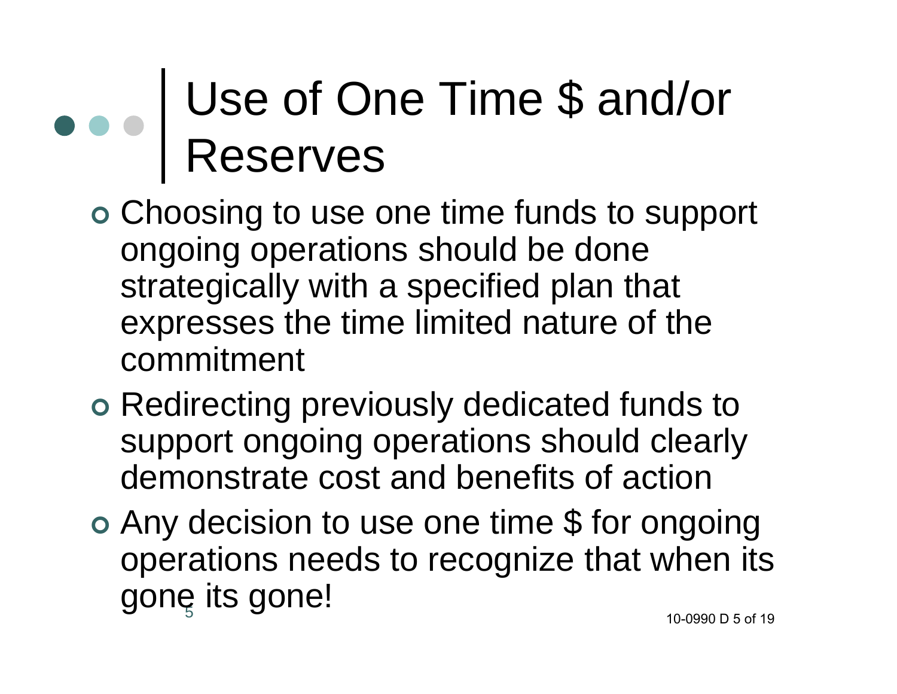# Use of One Time $ and/or Reserves

- Choosing to use one time funds to support ongoing operations should be done strategically with a specified plan that expresses the time limited nature of the commitment
- Redirecting previously dedicated funds to support ongoing operations should clearly demonstrate cost and benefits of action
- Any decision to use one time $ for ongoing operations needs to recognize that when its gone its gone!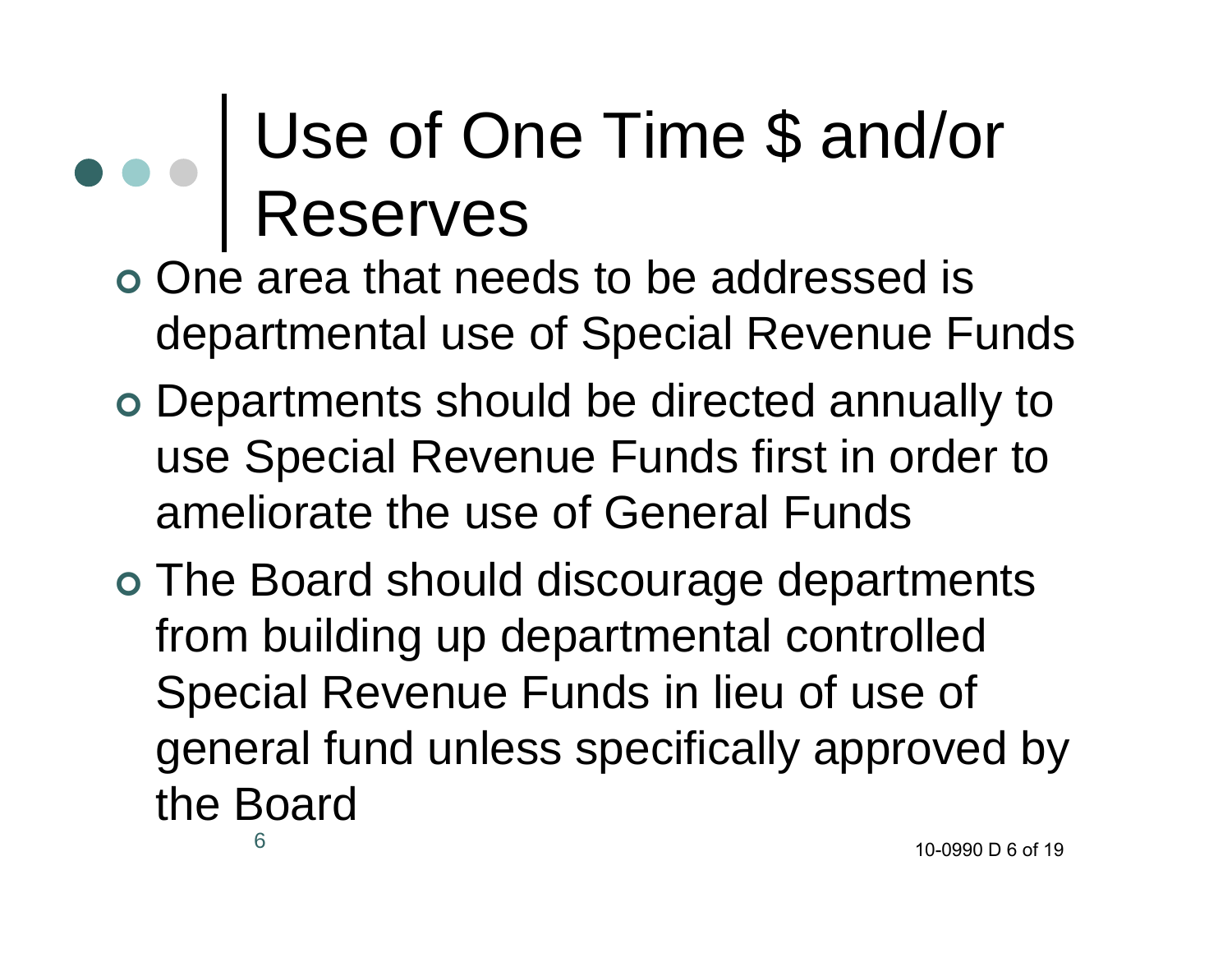# Use of One Time $ and/or Reserves

- One area that needs to be addressed is departmental use of Special Revenue Funds
- Departments should be directed annually to use Special Revenue Funds first in order to ameliorate the use of General Funds
- The Board should discourage departments from building up departmental controlled Special Revenue Funds in lieu of use of general fund unless specifically approved by the Board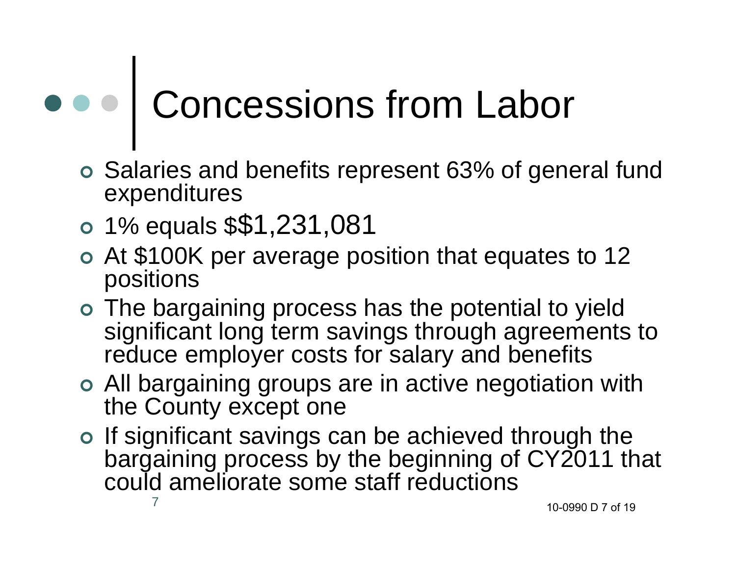# Concessions from Labor

- Salaries and benefits represent 63% of general fund expenditures
- 1% equals $$1,231,081
- At $100K per average position that equates to 12 positions
- The bargaining process has the potential to yield significant long term savings through agreements to reduce employer costs for salary and benefits
- All bargaining groups are in active negotiation with the County except one
- If significant savings can be achieved through the bargaining process by the beginning of CY2011 that could ameliorate some staff reductions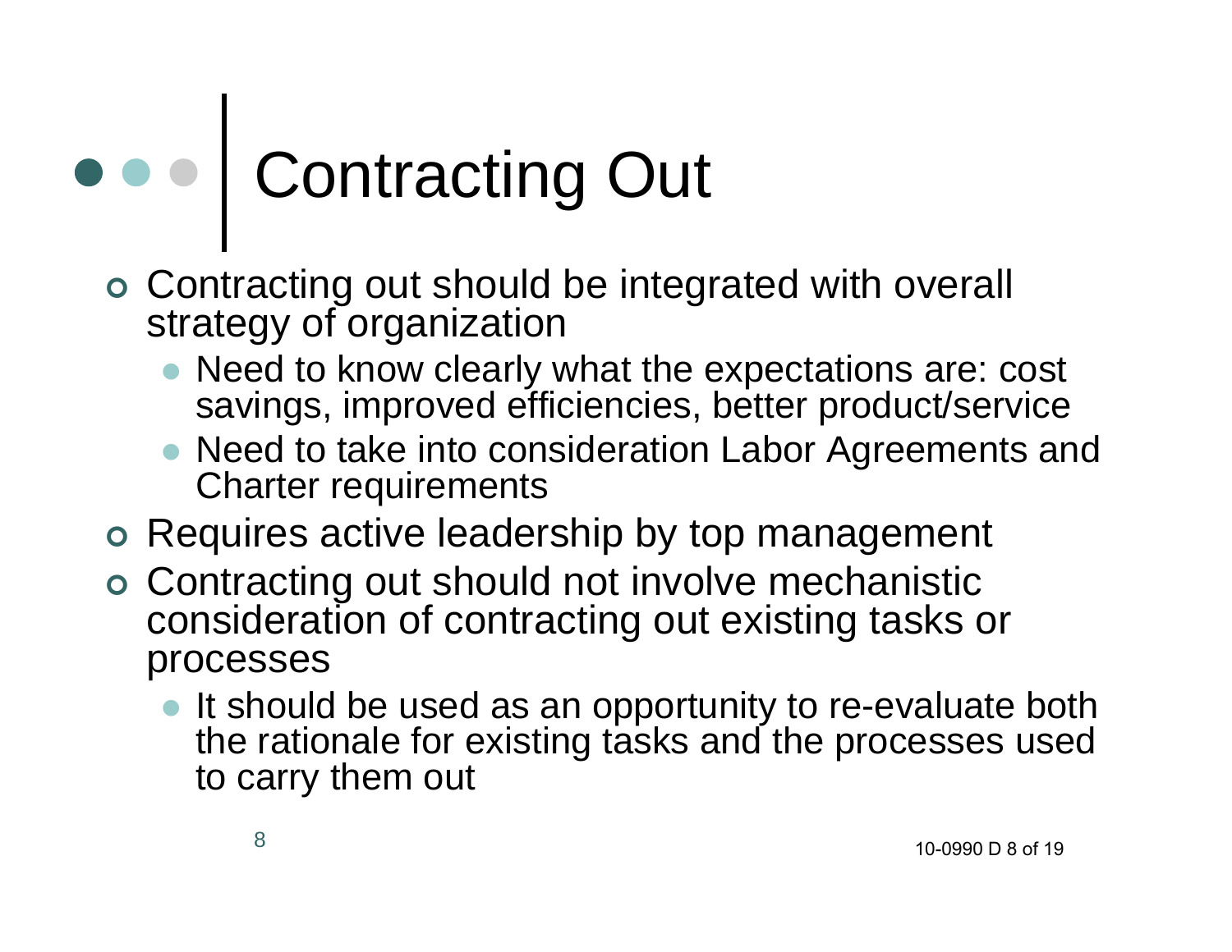# Contracting Out

- Contracting out should be integrated with overall strategy of organization
  - Need to know clearly what the expectations are: cost savings, improved efficiencies, better product/service
  - Need to take into consideration Labor Agreements and Charter requirements
- Requires active leadership by top management
- Contracting out should not involve mechanistic consideration of contracting out existing tasks or processes
  - It should be used as an opportunity to re-evaluate both the rationale for existing tasks and the processes used to carry them out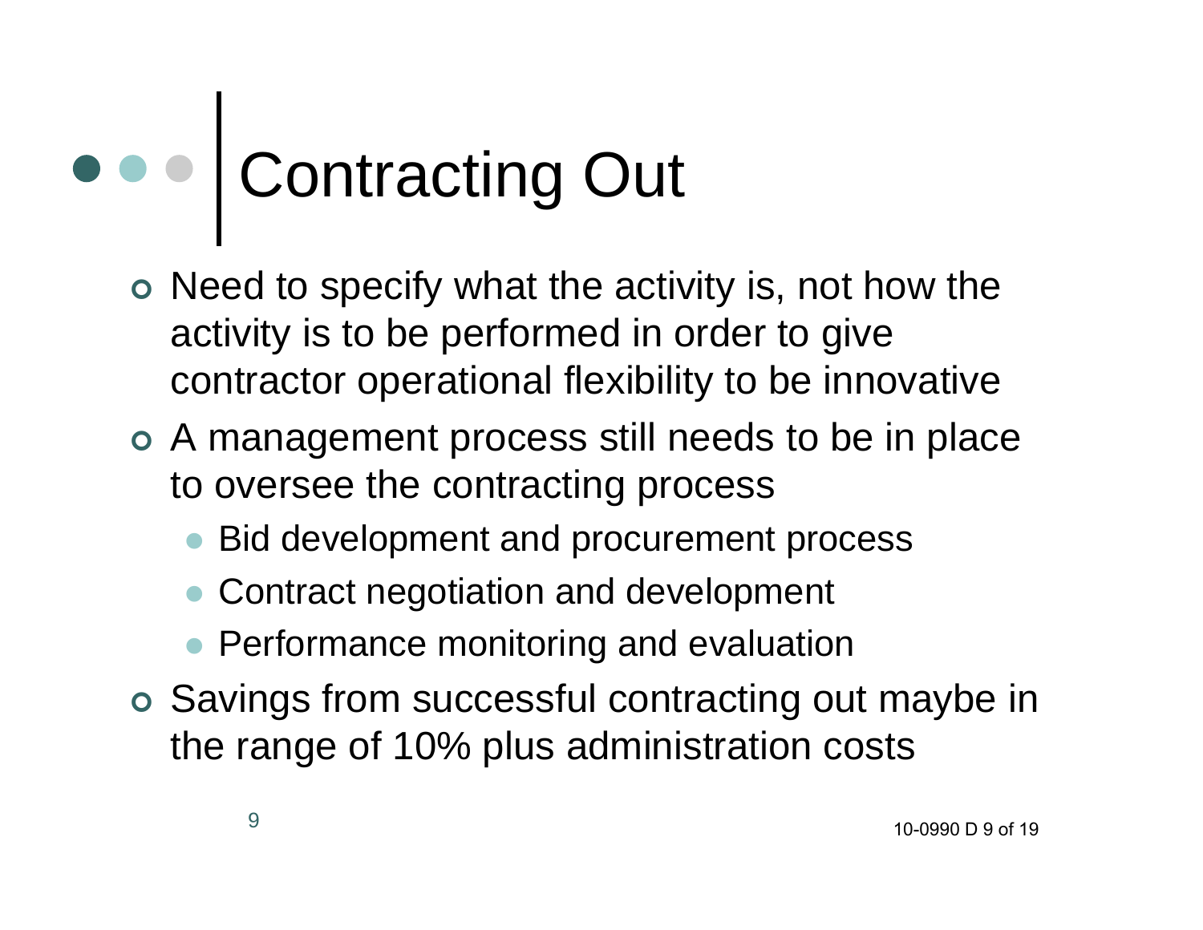# Contracting Out

- Need to specify what the activity is, not how the activity is to be performed in order to give contractor operational flexibility to be innovative
- A management process still needs to be in place to oversee the contracting process
  - Bid development and procurement process
  - Contract negotiation and development
  - Performance monitoring and evaluation
- Savings from successful contracting out maybe in the range of 10% plus administration costs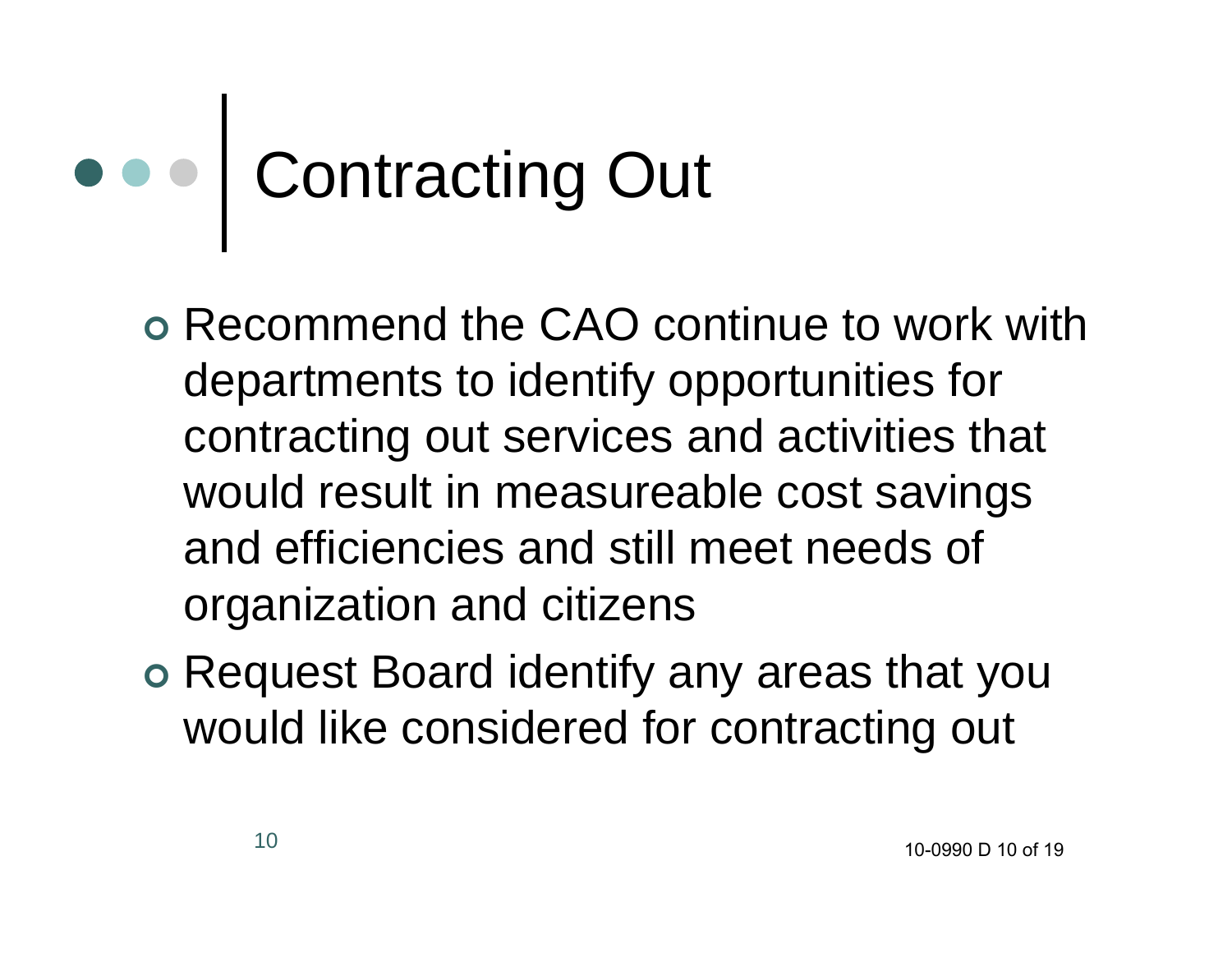# Contracting Out

- Recommend the CAO continue to work with departments to identify opportunities for contracting out services and activities that would result in measureable cost savings and efficiencies and still meet needs of organization and citizens
- Request Board identify any areas that you would like considered for contracting out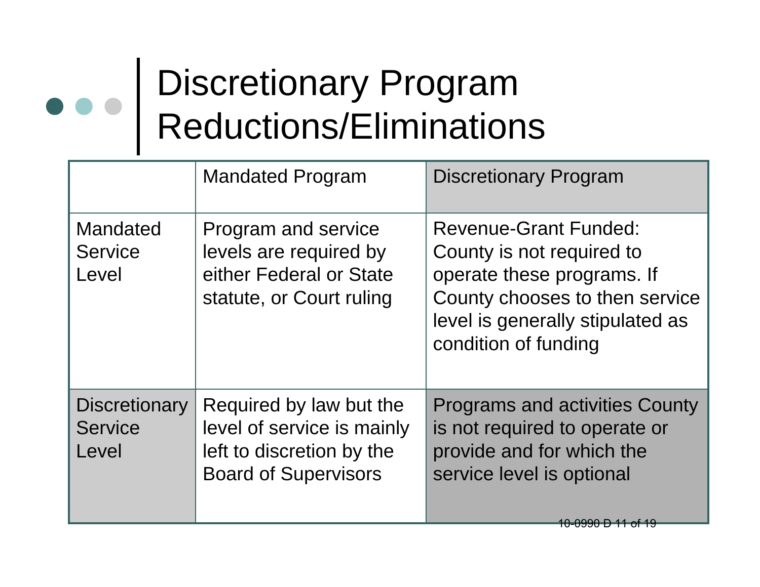# Discretionary Program Reductions/Eliminations

| | Mandated Program | Discretionary Program |
|---|---|---|
| Mandated Service Level | Program and service levels are required by either Federal or State statute, or Court ruling | Revenue-Grant Funded: County is not required to operate these programs. If County chooses to then service level is generally stipulated as condition of funding |
| Discretionary Service Level | Required by law but the level of service is mainly left to discretion by the Board of Supervisors | Programs and activities County is not required to operate or provide and for which the service level is optional |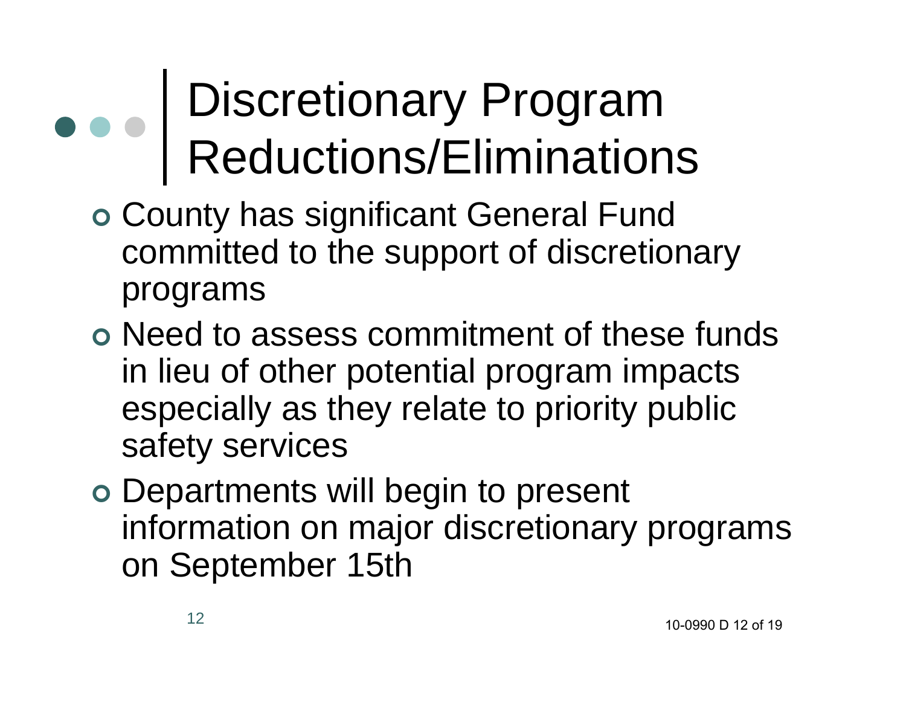# Discretionary Program Reductions/Eliminations

- County has significant General Fund committed to the support of discretionary programs
- Need to assess commitment of these funds in lieu of other potential program impacts especially as they relate to priority public safety services
- Departments will begin to present information on major discretionary programs on September 15th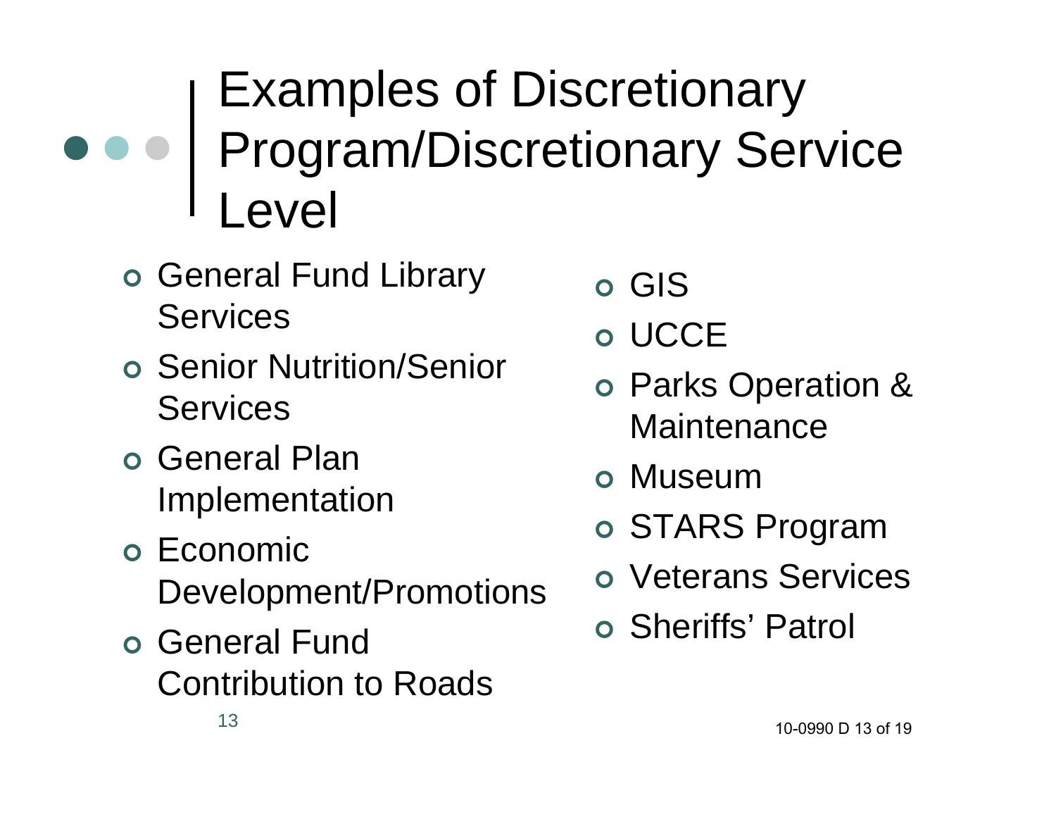# Examples of Discretionary Program/Discretionary Service Level

- General Fund Library Services
- Senior Nutrition/Senior Services
- General Plan Implementation
- Economic Development/Promotions
- General Fund Contribution to Roads
- GIS
- UCCE
- Parks Operation & Maintenance
- Museum
- STARS Program
- Veterans Services
- Sheriffs' Patrol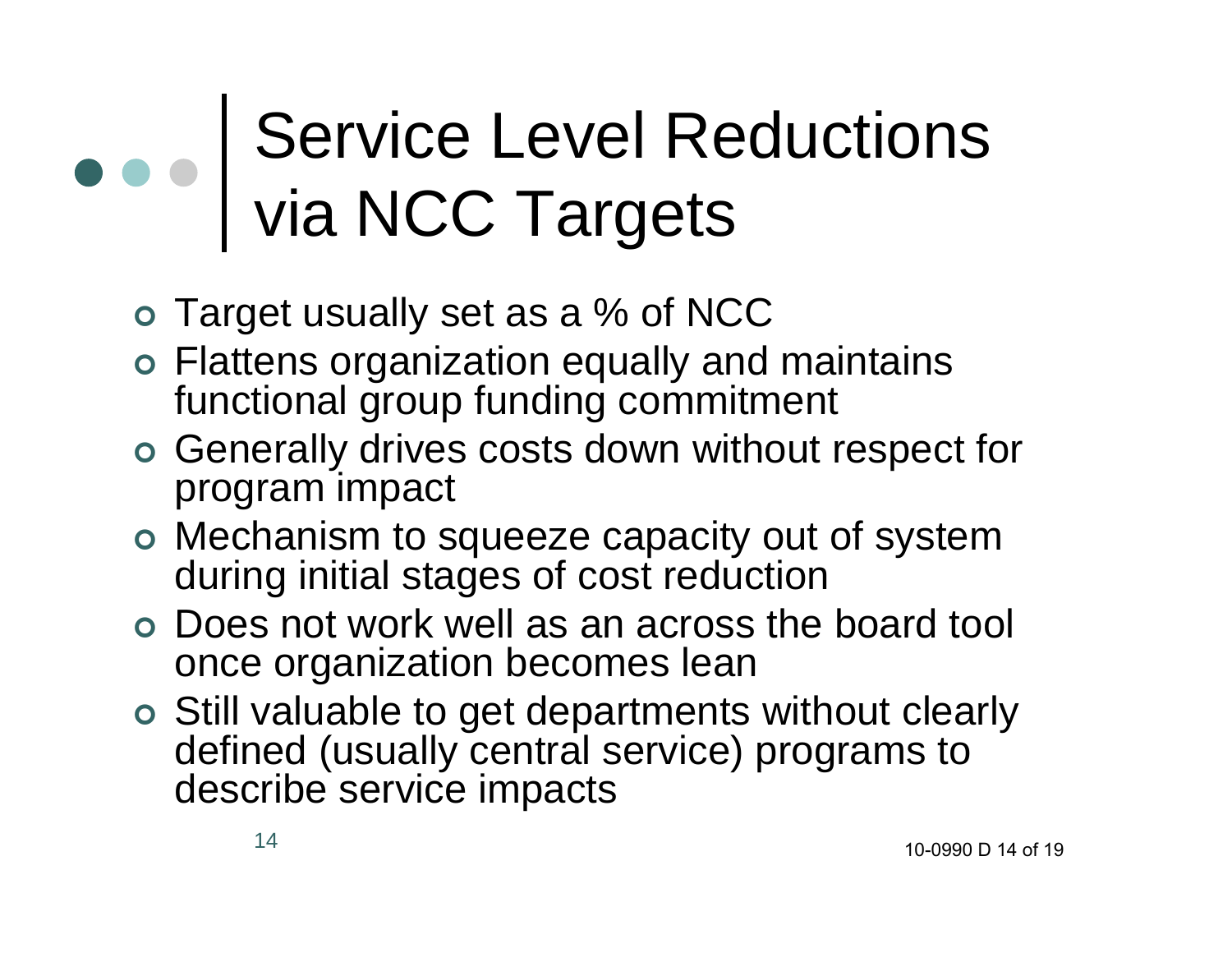# Service Level Reductions via NCC Targets

- Target usually set as a % of NCC
- Flattens organization equally and maintains functional group funding commitment
- Generally drives costs down without respect for program impact
- Mechanism to squeeze capacity out of system during initial stages of cost reduction
- Does not work well as an across the board tool once organization becomes lean
- Still valuable to get departments without clearly defined (usually central service) programs to describe service impacts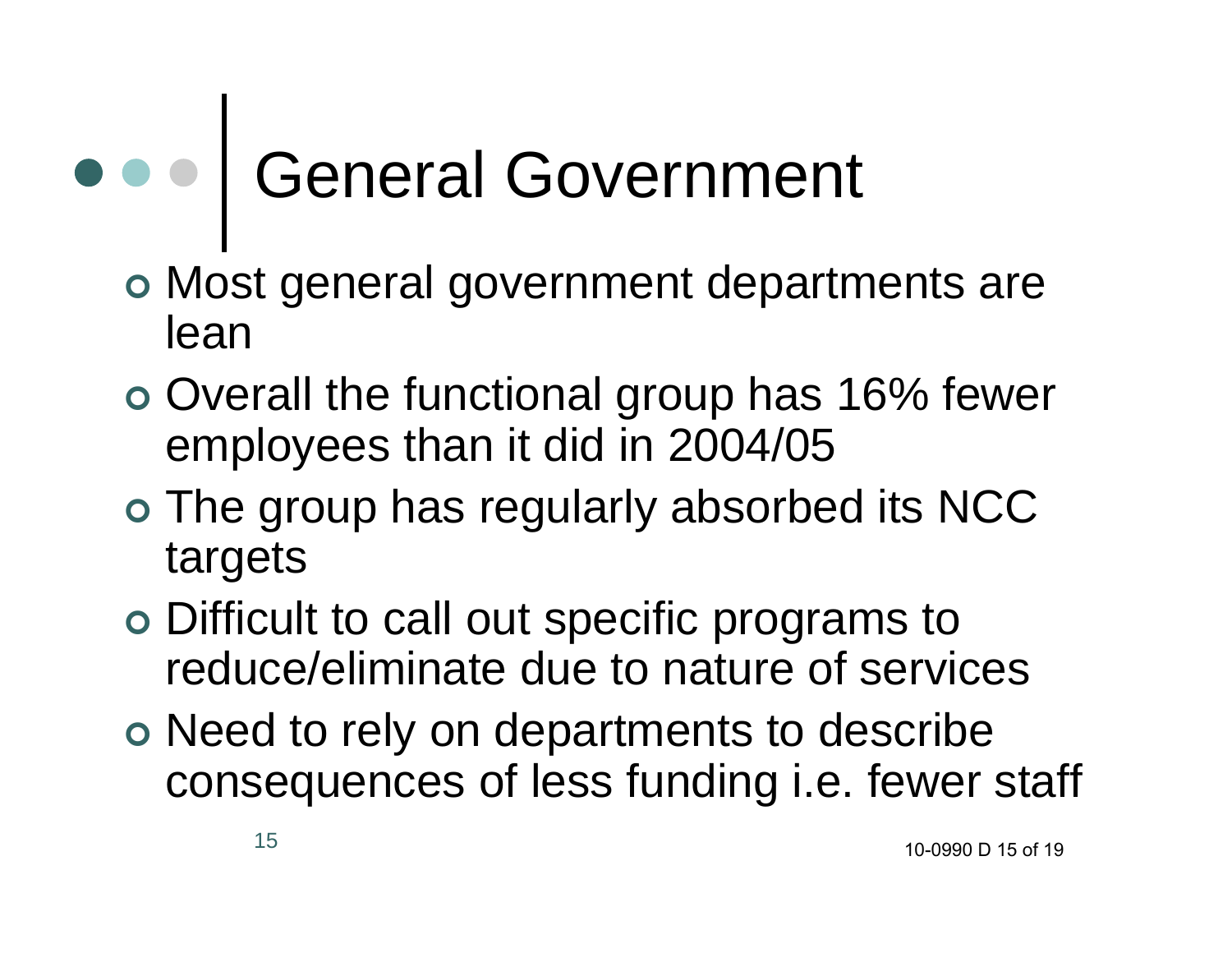# General Government

- Most general government departments are lean
- Overall the functional group has 16% fewer employees than it did in 2004/05
- The group has regularly absorbed its NCC targets
- Difficult to call out specific programs to reduce/eliminate due to nature of services
- Need to rely on departments to describe consequences of less funding i.e. fewer staff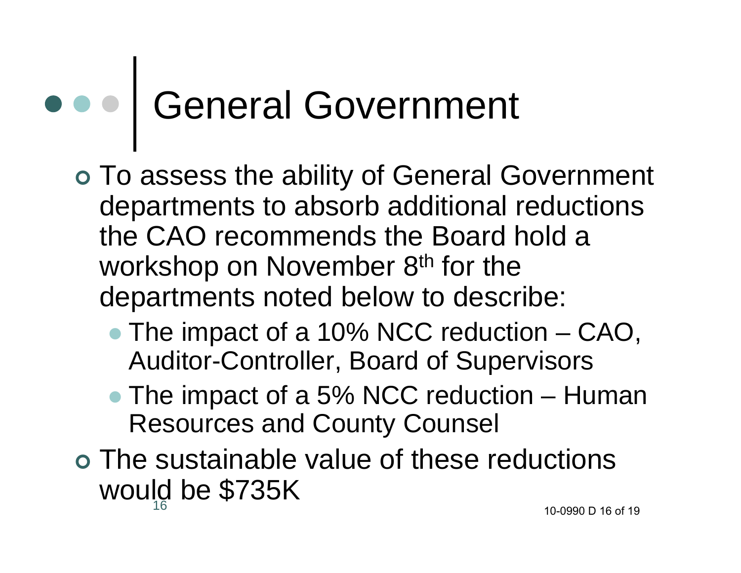# General Government

- To assess the ability of General Government departments to absorb additional reductions the CAO recommends the Board hold a workshop on November 8th for the departments noted below to describe:
  - The impact of a 10% NCC reduction – CAO, Auditor-Controller, Board of Supervisors
  - The impact of a 5% NCC reduction – Human Resources and County Counsel
- The sustainable value of these reductions would be $735K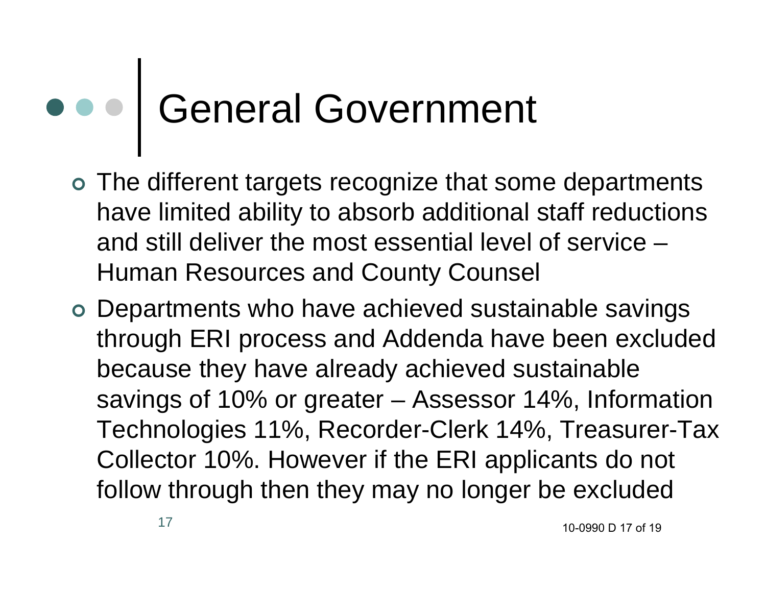# General Government

- The different targets recognize that some departments have limited ability to absorb additional staff reductions and still deliver the most essential level of service – Human Resources and County Counsel
- Departments who have achieved sustainable savings through ERI process and Addenda have been excluded because they have already achieved sustainable savings of 10% or greater – Assessor 14%, Information Technologies 11%, Recorder-Clerk 14%, Treasurer-Tax Collector 10%. However if the ERI applicants do not follow through then they may no longer be excluded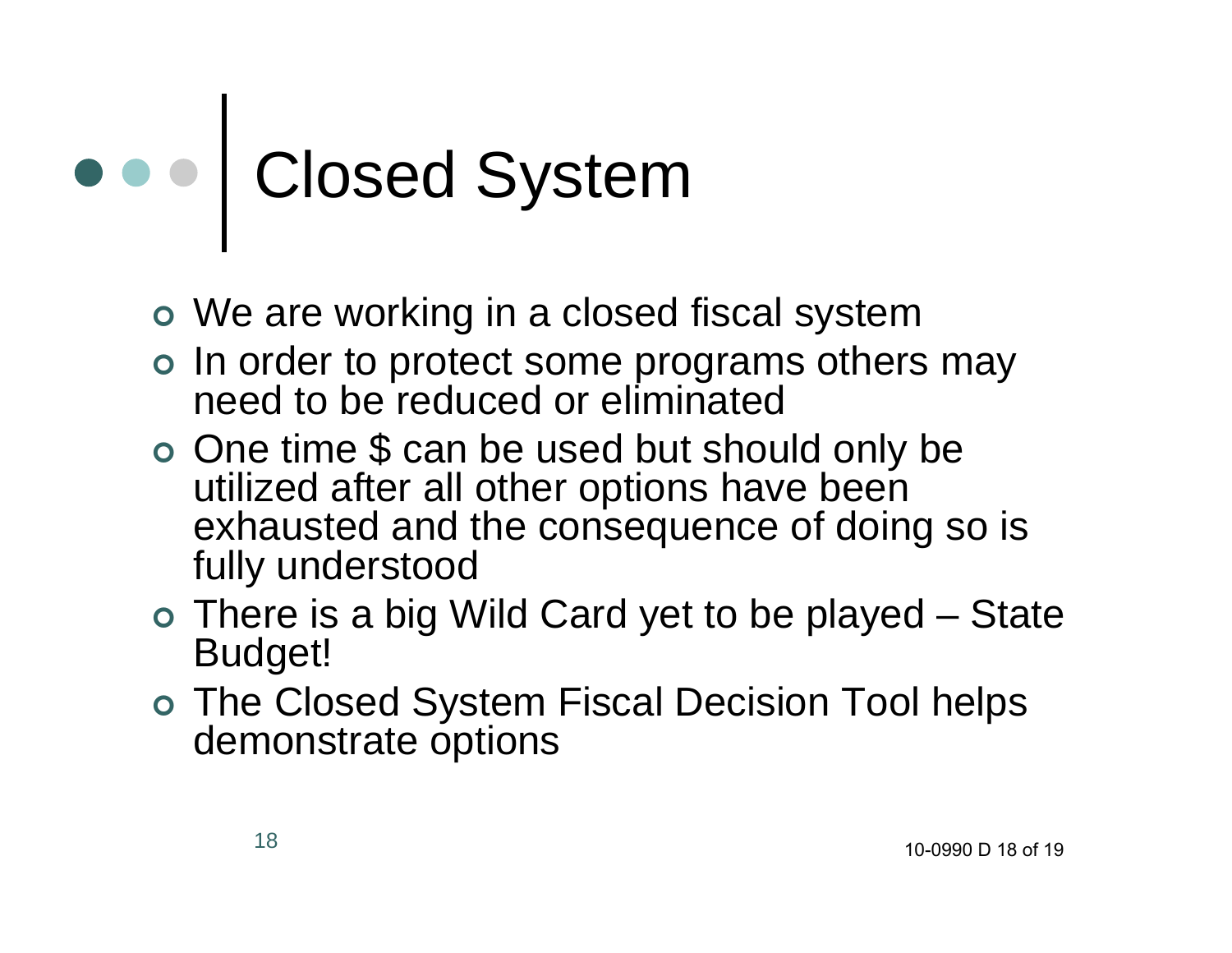# Closed System

- We are working in a closed fiscal system
- In order to protect some programs others may need to be reduced or eliminated
- One time $ can be used but should only be utilized after all other options have been exhausted and the consequence of doing so is fully understood
- There is a big Wild Card yet to be played – State Budget!
- The Closed System Fiscal Decision Tool helps demonstrate options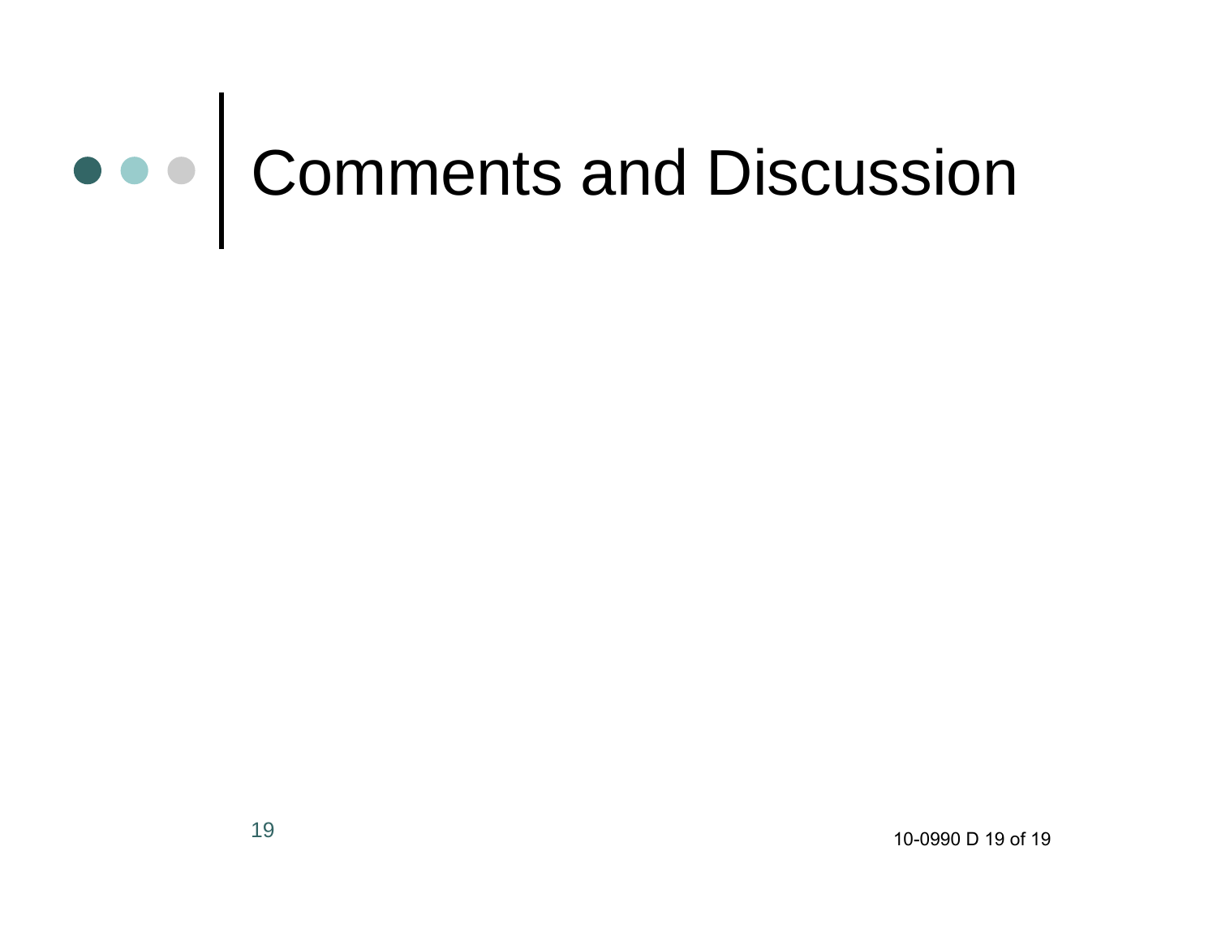# Comments and Discussion